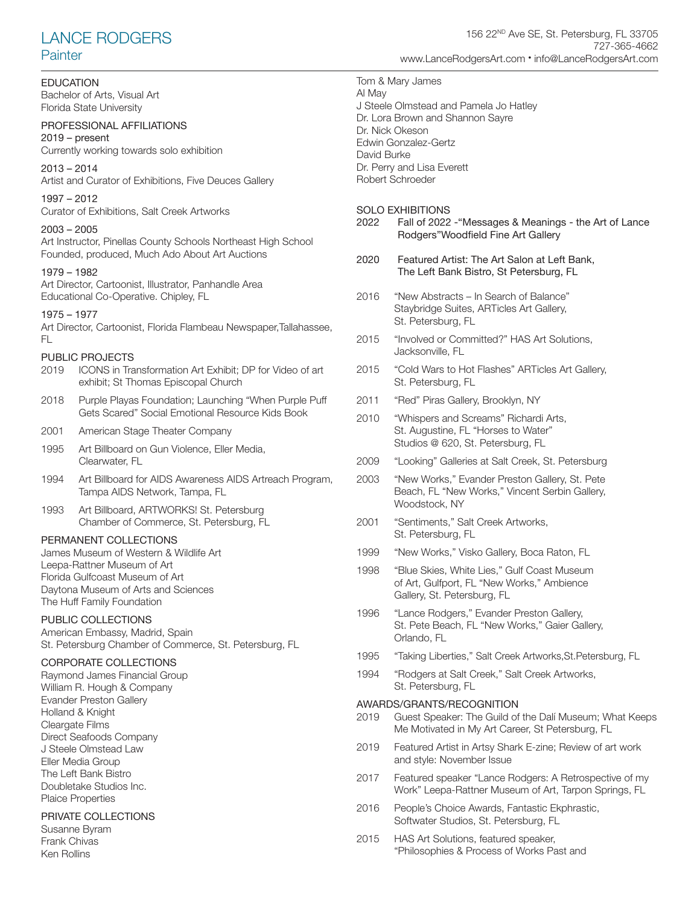# LANCE RODGERS

## Painter

156 22ND Ave SE, St. Petersburg, FL 33705
727-365-4662
www.LanceRodgersArt.com • info@LanceRodgersArt.com

### EDUCATION

Bachelor of Arts, Visual Art
Florida State University

### PROFESSIONAL AFFILIATIONS

2019 – present
Currently working towards solo exhibition

2013 – 2014
Artist and Curator of Exhibitions, Five Deuces Gallery

1997 – 2012
Curator of Exhibitions, Salt Creek Artworks

2003 – 2005
Art Instructor, Pinellas County Schools Northeast High School
Founded, produced, Much Ado About Art Auctions

1979 – 1982
Art Director, Cartoonist, Illustrator, Panhandle Area Educational Co-Operative. Chipley, FL

1975 – 1977
Art Director, Cartoonist, Florida Flambeau Newspaper,Tallahassee, FL

### PUBLIC PROJECTS

2019 ICONS in Transformation Art Exhibit; DP for Video of art exhibit; St Thomas Episcopal Church

2018 Purple Playas Foundation; Launching “When Purple Puff Gets Scared” Social Emotional Resource Kids Book

2001 American Stage Theater Company

1995 Art Billboard on Gun Violence, Eller Media, Clearwater, FL

1994 Art Billboard for AIDS Awareness AIDS Artreach Program, Tampa AIDS Network, Tampa, FL

1993 Art Billboard, ARTWORKS! St. Petersburg Chamber of Commerce, St. Petersburg, FL

### PERMANENT COLLECTIONS

James Museum of Western & Wildlife Art
Leepa-Rattner Museum of Art
Florida Gulfcoast Museum of Art
Daytona Museum of Arts and Sciences
The Huff Family Foundation

### PUBLIC COLLECTIONS

American Embassy, Madrid, Spain
St. Petersburg Chamber of Commerce, St. Petersburg, FL

### CORPORATE COLLECTIONS

Raymond James Financial Group
William R. Hough & Company
Evander Preston Gallery
Holland & Knight
Cleargate Films
Direct Seafoods Company
J Steele Olmstead Law
Eller Media Group
The Left Bank Bistro
Doubletake Studios Inc.
Plaice Properties

### PRIVATE COLLECTIONS

Susanne Byram
Frank Chivas
Ken Rollins
Tom & Mary James
Al May
J Steele Olmstead and Pamela Jo Hatley
Dr. Lora Brown and Shannon Sayre
Dr. Nick Okeson
Edwin Gonzalez-Gertz
David Burke
Dr. Perry and Lisa Everett
Robert Schroeder

### SOLO EXHIBITIONS

2022 Fall of 2022 -“Messages & Meanings - the Art of Lance Rodgers”Woodfield Fine Art Gallery

2020 Featured Artist: The Art Salon at Left Bank, The Left Bank Bistro, St Petersburg, FL

2016 “New Abstracts – In Search of Balance” Staybridge Suites, ARTicles Art Gallery, St. Petersburg, FL

2015 “Involved or Committed?” HAS Art Solutions, Jacksonville, FL

2015 “Cold Wars to Hot Flashes” ARTicles Art Gallery, St. Petersburg, FL

2011 “Red” Piras Gallery, Brooklyn, NY

2010 “Whispers and Screams” Richardi Arts, St. Augustine, FL “Horses to Water” Studios @ 620, St. Petersburg, FL

2009 “Looking” Galleries at Salt Creek, St. Petersburg

2003 “New Works,” Evander Preston Gallery, St. Pete Beach, FL “New Works,” Vincent Serbin Gallery, Woodstock, NY

2001 “Sentiments,” Salt Creek Artworks, St. Petersburg, FL

1999 “New Works,” Visko Gallery, Boca Raton, FL

1998 “Blue Skies, White Lies,” Gulf Coast Museum of Art, Gulfport, FL “New Works,” Ambience Gallery, St. Petersburg, FL

1996 “Lance Rodgers,” Evander Preston Gallery, St. Pete Beach, FL “New Works,” Gaier Gallery, Orlando, FL

1995 “Taking Liberties,” Salt Creek Artworks,St.Petersburg, FL

1994 “Rodgers at Salt Creek,” Salt Creek Artworks, St. Petersburg, FL

### AWARDS/GRANTS/RECOGNITION

2019 Guest Speaker: The Guild of the Dalí Museum; What Keeps Me Motivated in My Art Career, St Petersburg, FL

2019 Featured Artist in Artsy Shark E-zine; Review of art work and style: November Issue

2017 Featured speaker “Lance Rodgers: A Retrospective of my Work” Leepa-Rattner Museum of Art, Tarpon Springs, FL

2016 People’s Choice Awards, Fantastic Ekphrastic, Softwater Studios, St. Petersburg, FL

2015 HAS Art Solutions, featured speaker, “Philosophies & Process of Works Past and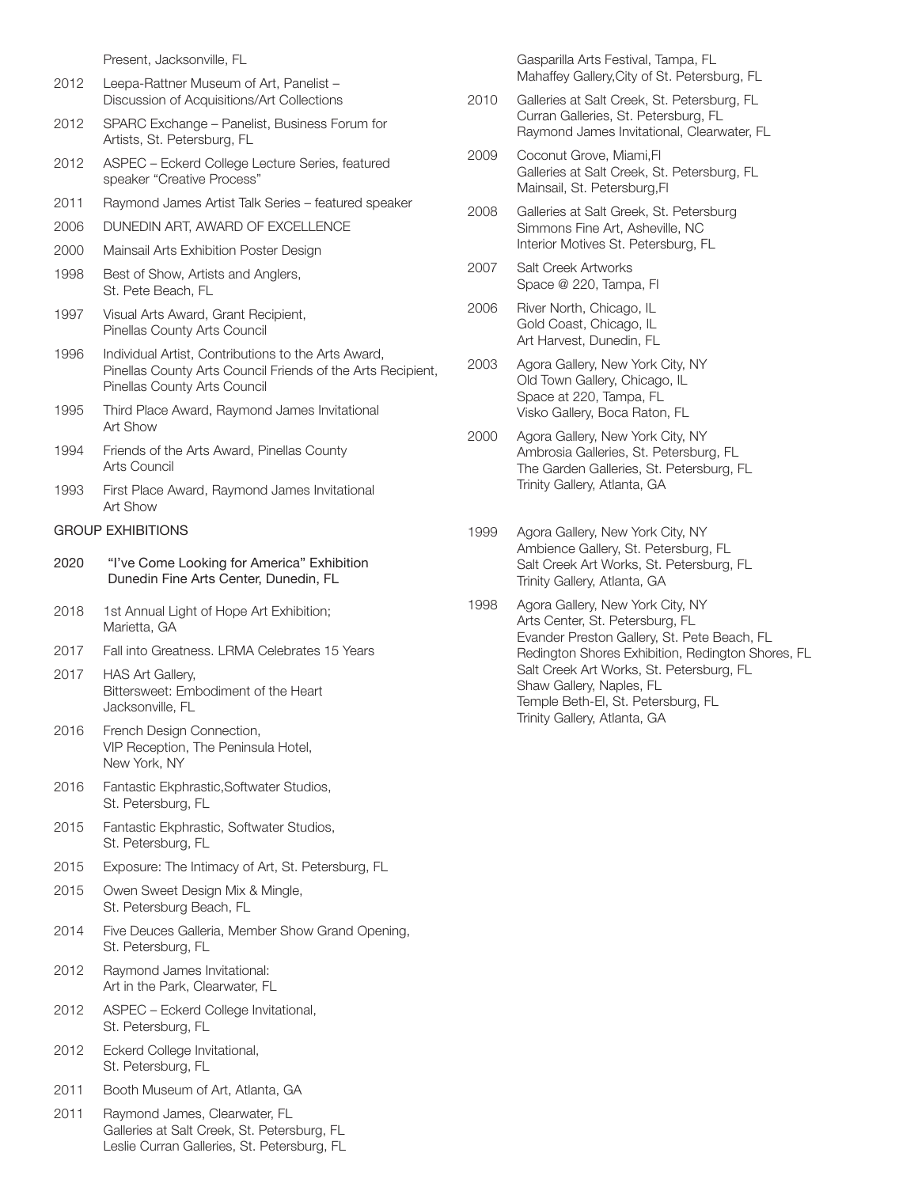Present, Jacksonville, FL

2012 Leepa-Rattner Museum of Art, Panelist – Discussion of Acquisitions/Art Collections

2012 SPARC Exchange – Panelist, Business Forum for Artists, St. Petersburg, FL

2012 ASPEC – Eckerd College Lecture Series, featured speaker "Creative Process"

2011 Raymond James Artist Talk Series – featured speaker

2006 DUNEDIN ART, AWARD OF EXCELLENCE

2000 Mainsail Arts Exhibition Poster Design

1998 Best of Show, Artists and Anglers, St. Pete Beach, FL

1997 Visual Arts Award, Grant Recipient, Pinellas County Arts Council

1996 Individual Artist, Contributions to the Arts Award, Pinellas County Arts Council Friends of the Arts Recipient, Pinellas County Arts Council

1995 Third Place Award, Raymond James Invitational Art Show

1994 Friends of the Arts Award, Pinellas County Arts Council

1993 First Place Award, Raymond James Invitational Art Show

## GROUP EXHIBITIONS

2020 "I've Come Looking for America" Exhibition Dunedin Fine Arts Center, Dunedin, FL

2018 1st Annual Light of Hope Art Exhibition; Marietta, GA

2017 Fall into Greatness. LRMA Celebrates 15 Years

2017 HAS Art Gallery, Bittersweet: Embodiment of the Heart Jacksonville, FL

2016 French Design Connection, VIP Reception, The Peninsula Hotel, New York, NY

2016 Fantastic Ekphrastic,Softwater Studios, St. Petersburg, FL

2015 Fantastic Ekphrastic, Softwater Studios, St. Petersburg, FL

2015 Exposure: The Intimacy of Art, St. Petersburg, FL

2015 Owen Sweet Design Mix & Mingle, St. Petersburg Beach, FL

2014 Five Deuces Galleria, Member Show Grand Opening, St. Petersburg, FL

2012 Raymond James Invitational: Art in the Park, Clearwater, FL

2012 ASPEC – Eckerd College Invitational, St. Petersburg, FL

2012 Eckerd College Invitational, St. Petersburg, FL

2011 Booth Museum of Art, Atlanta, GA

2011 Raymond James, Clearwater, FL
Galleries at Salt Creek, St. Petersburg, FL
Leslie Curran Galleries, St. Petersburg, FL
Gasparilla Arts Festival, Tampa, FL
Mahaffey Gallery,City of St. Petersburg, FL

2010 Galleries at Salt Creek, St. Petersburg, FL
Curran Galleries, St. Petersburg, FL
Raymond James Invitational, Clearwater, FL

2009 Coconut Grove, Miami,Fl
Galleries at Salt Creek, St. Petersburg, FL
Mainsail, St. Petersburg,Fl

2008 Galleries at Salt Greek, St. Petersburg
Simmons Fine Art, Asheville, NC
Interior Motives St. Petersburg, FL

2007 Salt Creek Artworks
Space @ 220, Tampa, Fl

2006 River North, Chicago, IL
Gold Coast, Chicago, IL
Art Harvest, Dunedin, FL

2003 Agora Gallery, New York City, NY
Old Town Gallery, Chicago, IL
Space at 220, Tampa, FL
Visko Gallery, Boca Raton, FL

2000 Agora Gallery, New York City, NY
Ambrosia Galleries, St. Petersburg, FL
The Garden Galleries, St. Petersburg, FL
Trinity Gallery, Atlanta, GA

1999 Agora Gallery, New York City, NY
Ambience Gallery, St. Petersburg, FL
Salt Creek Art Works, St. Petersburg, FL
Trinity Gallery, Atlanta, GA

1998 Agora Gallery, New York City, NY
Arts Center, St. Petersburg, FL
Evander Preston Gallery, St. Pete Beach, FL
Redington Shores Exhibition, Redington Shores, FL
Salt Creek Art Works, St. Petersburg, FL
Shaw Gallery, Naples, FL
Temple Beth-El, St. Petersburg, FL
Trinity Gallery, Atlanta, GA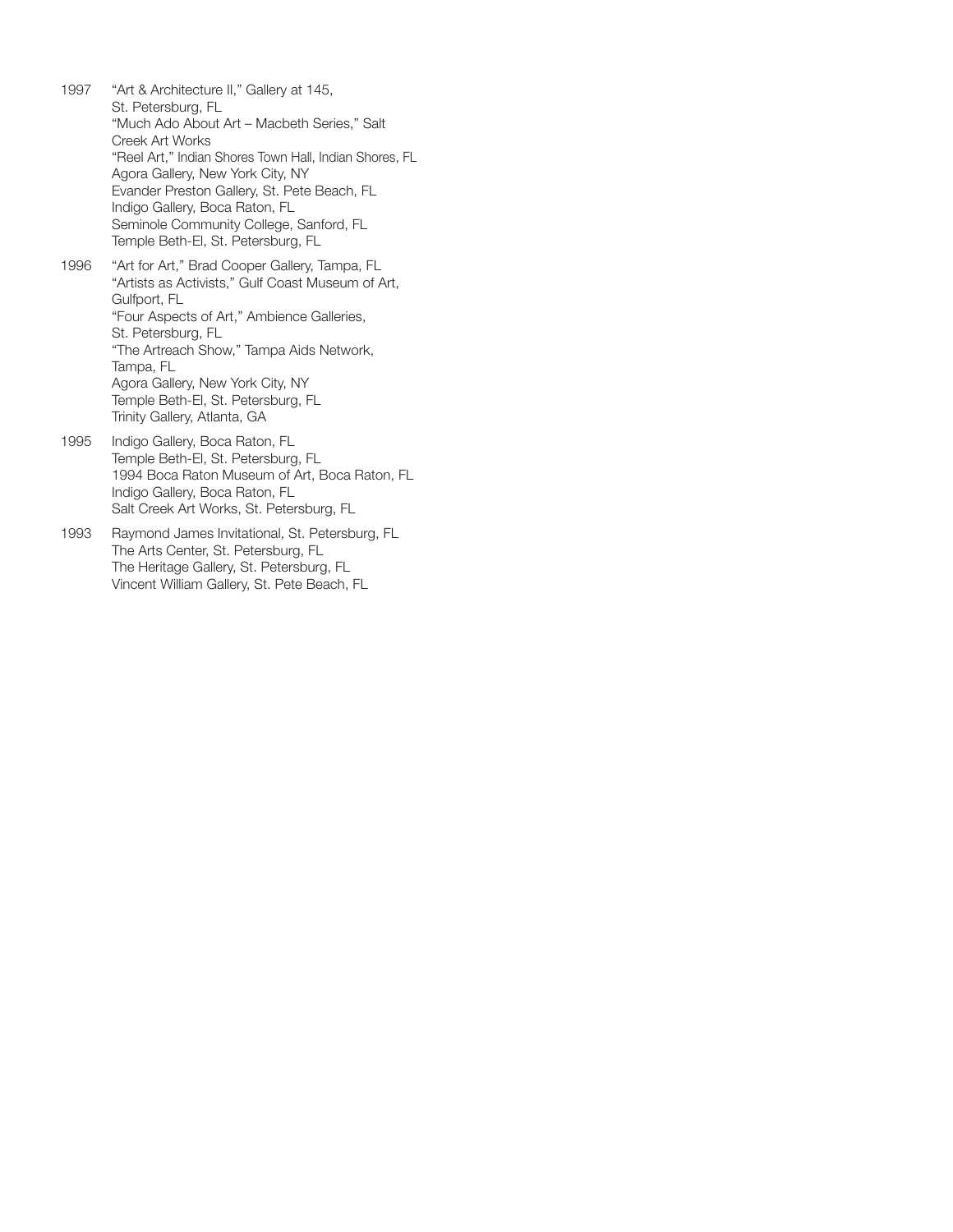1997 "Art & Architecture II," Gallery at 145, St. Petersburg, FL
"Much Ado About Art – Macbeth Series," Salt Creek Art Works
"Reel Art," Indian Shores Town Hall, Indian Shores, FL
Agora Gallery, New York City, NY
Evander Preston Gallery, St. Pete Beach, FL
Indigo Gallery, Boca Raton, FL
Seminole Community College, Sanford, FL
Temple Beth-El, St. Petersburg, FL

1996 "Art for Art," Brad Cooper Gallery, Tampa, FL
"Artists as Activists," Gulf Coast Museum of Art, Gulfport, FL
"Four Aspects of Art," Ambience Galleries, St. Petersburg, FL
"The Artreach Show," Tampa Aids Network, Tampa, FL
Agora Gallery, New York City, NY
Temple Beth-El, St. Petersburg, FL
Trinity Gallery, Atlanta, GA

1995 Indigo Gallery, Boca Raton, FL
Temple Beth-El, St. Petersburg, FL
1994 Boca Raton Museum of Art, Boca Raton, FL
Indigo Gallery, Boca Raton, FL
Salt Creek Art Works, St. Petersburg, FL

1993 Raymond James Invitational, St. Petersburg, FL
The Arts Center, St. Petersburg, FL
The Heritage Gallery, St. Petersburg, FL
Vincent William Gallery, St. Pete Beach, FL